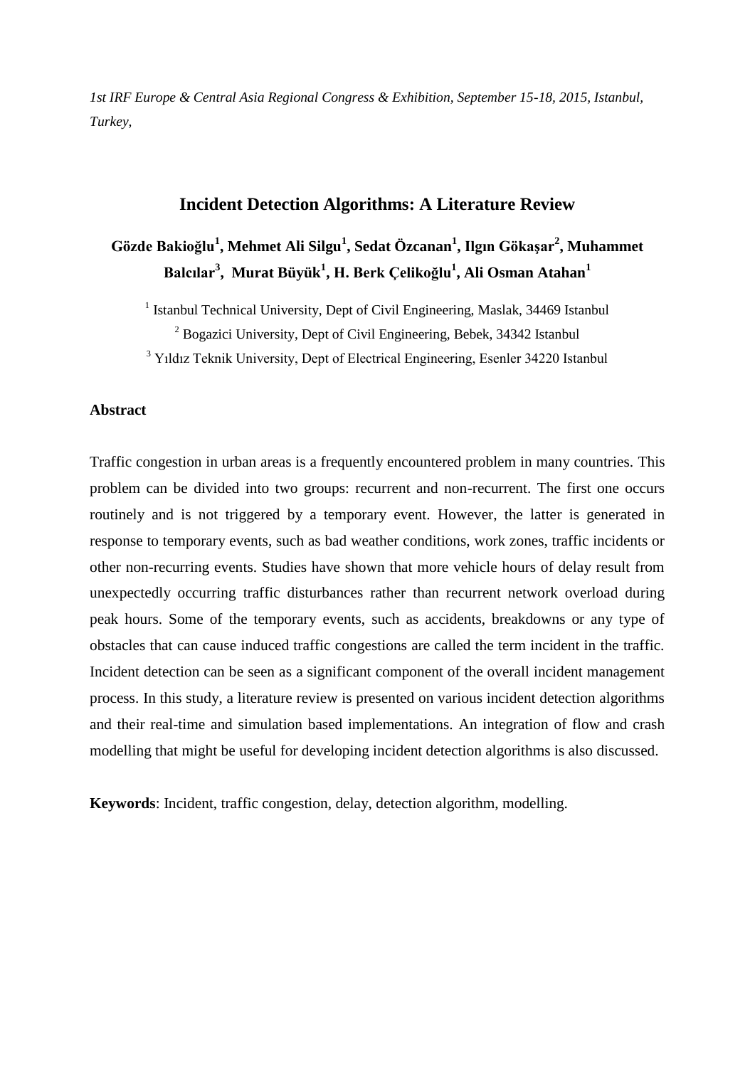*1st IRF Europe & Central Asia Regional Congress & Exhibition, September 15-18, 2015, Istanbul, Turkey,*

# Incident Detection Algorithms: A Literature Review

**Gözde Bakioğlu[1], Mehmet Ali Silgu[1], Sedat Özcanan[1], Ilgın Gökaşar[2], Muhammet Balcılar[3], Murat Büyük[1], H. Berk Çelikoğlu[1], Ali Osman Atahan[1]**

[1] Istanbul Technical University, Dept of Civil Engineering, Maslak, 34469 Istanbul

[2] Bogazici University, Dept of Civil Engineering, Bebek, 34342 Istanbul

[3] Yıldız Teknik University, Dept of Electrical Engineering, Esenler 34220 Istanbul

## Abstract

Traffic congestion in urban areas is a frequently encountered problem in many countries. This problem can be divided into two groups: recurrent and non-recurrent. The first one occurs routinely and is not triggered by a temporary event. However, the latter is generated in response to temporary events, such as bad weather conditions, work zones, traffic incidents or other non-recurring events. Studies have shown that more vehicle hours of delay result from unexpectedly occurring traffic disturbances rather than recurrent network overload during peak hours. Some of the temporary events, such as accidents, breakdowns or any type of obstacles that can cause induced traffic congestions are called the term incident in the traffic. Incident detection can be seen as a significant component of the overall incident management process. In this study, a literature review is presented on various incident detection algorithms and their real-time and simulation based implementations. An integration of flow and crash modelling that might be useful for developing incident detection algorithms is also discussed.

**Keywords**: Incident, traffic congestion, delay, detection algorithm, modelling.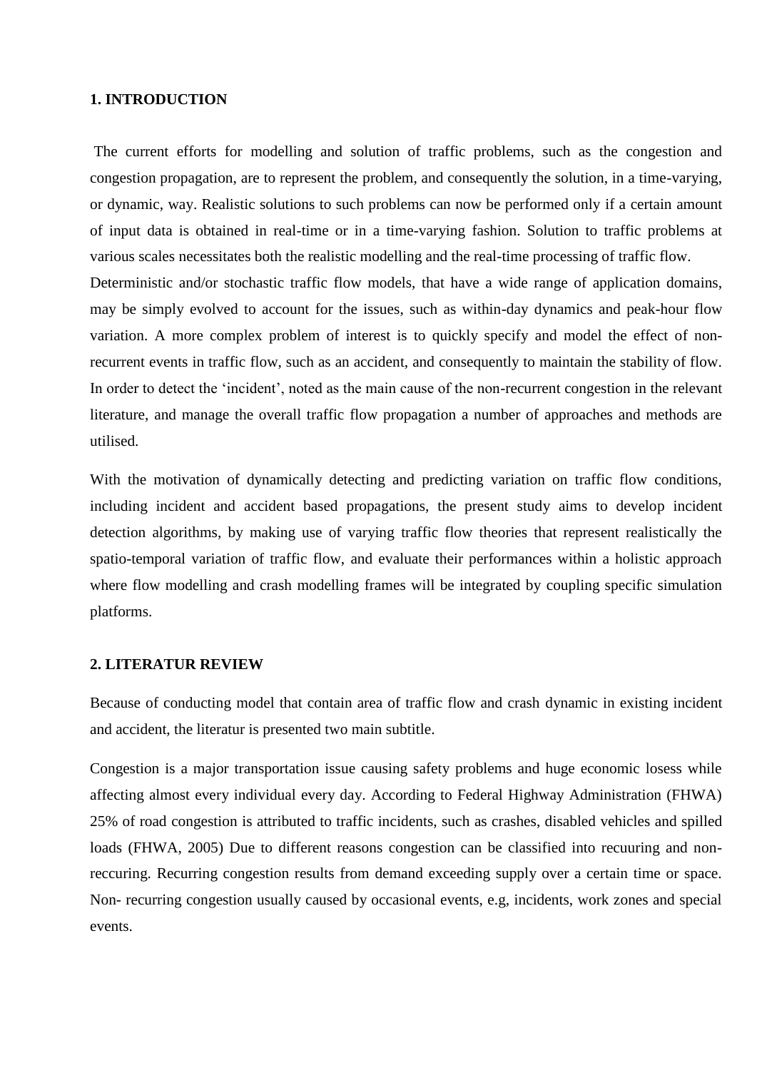## 1. INTRODUCTION

The current efforts for modelling and solution of traffic problems, such as the congestion and congestion propagation, are to represent the problem, and consequently the solution, in a time-varying, or dynamic, way. Realistic solutions to such problems can now be performed only if a certain amount of input data is obtained in real-time or in a time-varying fashion. Solution to traffic problems at various scales necessitates both the realistic modelling and the real-time processing of traffic flow. Deterministic and/or stochastic traffic flow models, that have a wide range of application domains, may be simply evolved to account for the issues, such as within-day dynamics and peak-hour flow variation. A more complex problem of interest is to quickly specify and model the effect of non-recurrent events in traffic flow, such as an accident, and consequently to maintain the stability of flow. In order to detect the 'incident', noted as the main cause of the non-recurrent congestion in the relevant literature, and manage the overall traffic flow propagation a number of approaches and methods are utilised.

With the motivation of dynamically detecting and predicting variation on traffic flow conditions, including incident and accident based propagations, the present study aims to develop incident detection algorithms, by making use of varying traffic flow theories that represent realistically the spatio-temporal variation of traffic flow, and evaluate their performances within a holistic approach where flow modelling and crash modelling frames will be integrated by coupling specific simulation platforms.

## 2. LITERATUR REVIEW

Because of conducting model that contain area of traffic flow and crash dynamic in existing incident and accident, the literatur is presented two main subtitle.

Congestion is a major transportation issue causing safety problems and huge economic losess while affecting almost every individual every day. According to Federal Highway Administration (FHWA) 25% of road congestion is attributed to traffic incidents, such as crashes, disabled vehicles and spilled loads (FHWA, 2005) Due to different reasons congestion can be classified into recuuring and non-reccuring. Recurring congestion results from demand exceeding supply over a certain time or space. Non- recurring congestion usually caused by occasional events, e.g, incidents, work zones and special events.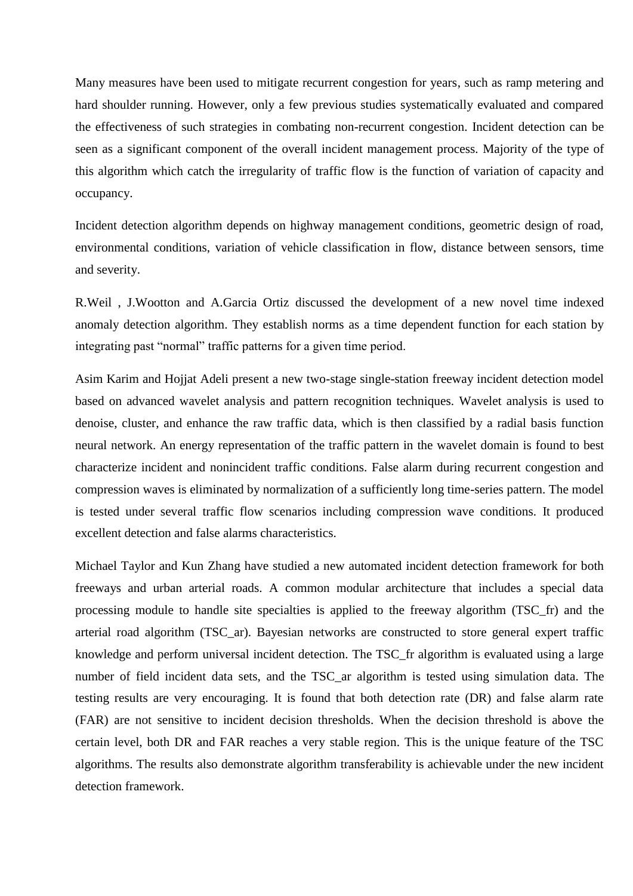Many measures have been used to mitigate recurrent congestion for years, such as ramp metering and hard shoulder running. However, only a few previous studies systematically evaluated and compared the effectiveness of such strategies in combating non-recurrent congestion. Incident detection can be seen as a significant component of the overall incident management process. Majority of the type of this algorithm which catch the irregularity of traffic flow is the function of variation of capacity and occupancy.

Incident detection algorithm depends on highway management conditions, geometric design of road, environmental conditions, variation of vehicle classification in flow, distance between sensors, time and severity.

R.Weil , J.Wootton and A.Garcia Ortiz discussed the development of a new novel time indexed anomaly detection algorithm. They establish norms as a time dependent function for each station by integrating past "normal" traffic patterns for a given time period.

Asim Karim and Hojjat Adeli present a new two-stage single-station freeway incident detection model based on advanced wavelet analysis and pattern recognition techniques. Wavelet analysis is used to denoise, cluster, and enhance the raw traffic data, which is then classified by a radial basis function neural network. An energy representation of the traffic pattern in the wavelet domain is found to best characterize incident and nonincident traffic conditions. False alarm during recurrent congestion and compression waves is eliminated by normalization of a sufficiently long time-series pattern. The model is tested under several traffic flow scenarios including compression wave conditions. It produced excellent detection and false alarms characteristics.

Michael Taylor and Kun Zhang have studied a new automated incident detection framework for both freeways and urban arterial roads. A common modular architecture that includes a special data processing module to handle site specialties is applied to the freeway algorithm (TSC_fr) and the arterial road algorithm (TSC_ar). Bayesian networks are constructed to store general expert traffic knowledge and perform universal incident detection. The TSC_fr algorithm is evaluated using a large number of field incident data sets, and the TSC_ar algorithm is tested using simulation data. The testing results are very encouraging. It is found that both detection rate (DR) and false alarm rate (FAR) are not sensitive to incident decision thresholds. When the decision threshold is above the certain level, both DR and FAR reaches a very stable region. This is the unique feature of the TSC algorithms. The results also demonstrate algorithm transferability is achievable under the new incident detection framework.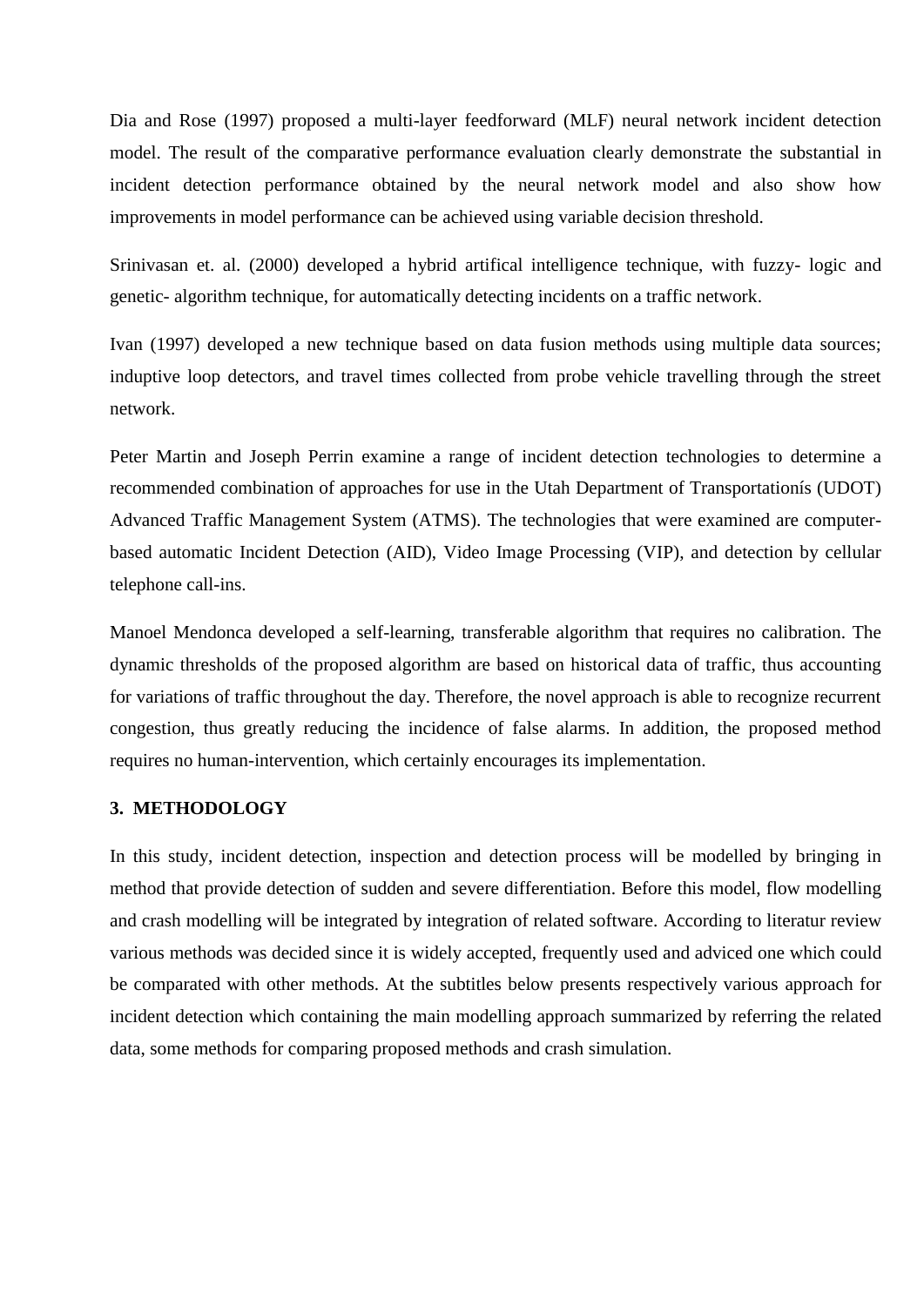Dia and Rose (1997) proposed a multi-layer feedforward (MLF) neural network incident detection model. The result of the comparative performance evaluation clearly demonstrate the substantial in incident detection performance obtained by the neural network model and also show how improvements in model performance can be achieved using variable decision threshold.

Srinivasan et. al. (2000) developed a hybrid artifical intelligence technique, with fuzzy- logic and genetic- algorithm technique, for automatically detecting incidents on a traffic network.

Ivan (1997) developed a new technique based on data fusion methods using multiple data sources; induptive loop detectors, and travel times collected from probe vehicle travelling through the street network.

Peter Martin and Joseph Perrin examine a range of incident detection technologies to determine a recommended combination of approaches for use in the Utah Department of Transportationís (UDOT) Advanced Traffic Management System (ATMS). The technologies that were examined are computer-based automatic Incident Detection (AID), Video Image Processing (VIP), and detection by cellular telephone call-ins.

Manoel Mendonca developed a self-learning, transferable algorithm that requires no calibration. The dynamic thresholds of the proposed algorithm are based on historical data of traffic, thus accounting for variations of traffic throughout the day. Therefore, the novel approach is able to recognize recurrent congestion, thus greatly reducing the incidence of false alarms. In addition, the proposed method requires no human-intervention, which certainly encourages its implementation.

## 3. METHODOLOGY

In this study, incident detection, inspection and detection process will be modelled by bringing in method that provide detection of sudden and severe differentiation. Before this model, flow modelling and crash modelling will be integrated by integration of related software. According to literatur review various methods was decided since it is widely accepted, frequently used and adviced one which could be comparated with other methods. At the subtitles below presents respectively various approach for incident detection which containing the main modelling approach summarized by referring the related data, some methods for comparing proposed methods and crash simulation.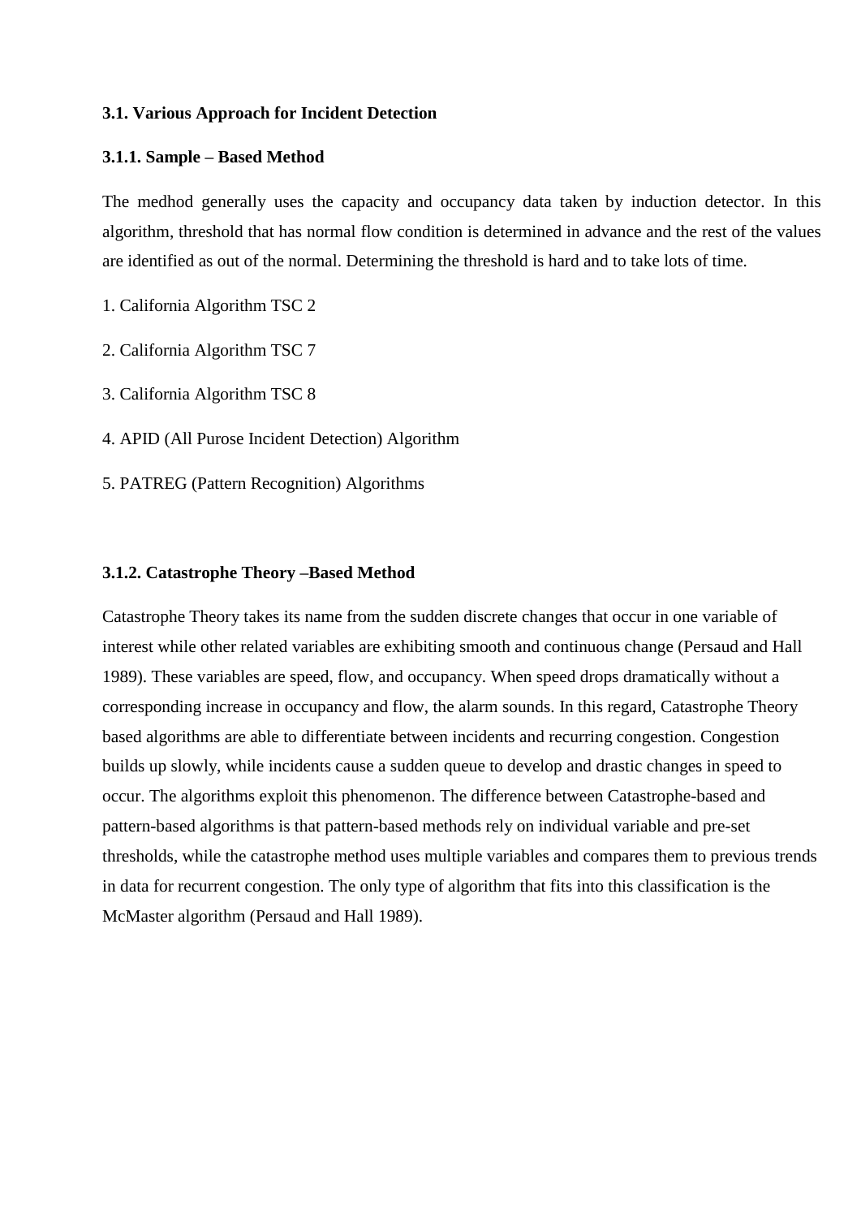### 3.1. Various Approach for Incident Detection

#### 3.1.1. Sample – Based Method

The medhod generally uses the capacity and occupancy data taken by induction detector. In this algorithm, threshold that has normal flow condition is determined in advance and the rest of the values are identified as out of the normal. Determining the threshold is hard and to take lots of time.

1. California Algorithm TSC 2
2. California Algorithm TSC 7
3. California Algorithm TSC 8
4. APID (All Purose Incident Detection) Algorithm
5. PATREG (Pattern Recognition) Algorithms

#### 3.1.2. Catastrophe Theory –Based Method

Catastrophe Theory takes its name from the sudden discrete changes that occur in one variable of interest while other related variables are exhibiting smooth and continuous change (Persaud and Hall 1989). These variables are speed, flow, and occupancy. When speed drops dramatically without a corresponding increase in occupancy and flow, the alarm sounds. In this regard, Catastrophe Theory based algorithms are able to differentiate between incidents and recurring congestion. Congestion builds up slowly, while incidents cause a sudden queue to develop and drastic changes in speed to occur. The algorithms exploit this phenomenon. The difference between Catastrophe-based and pattern-based algorithms is that pattern-based methods rely on individual variable and pre-set thresholds, while the catastrophe method uses multiple variables and compares them to previous trends in data for recurrent congestion. The only type of algorithm that fits into this classification is the McMaster algorithm (Persaud and Hall 1989).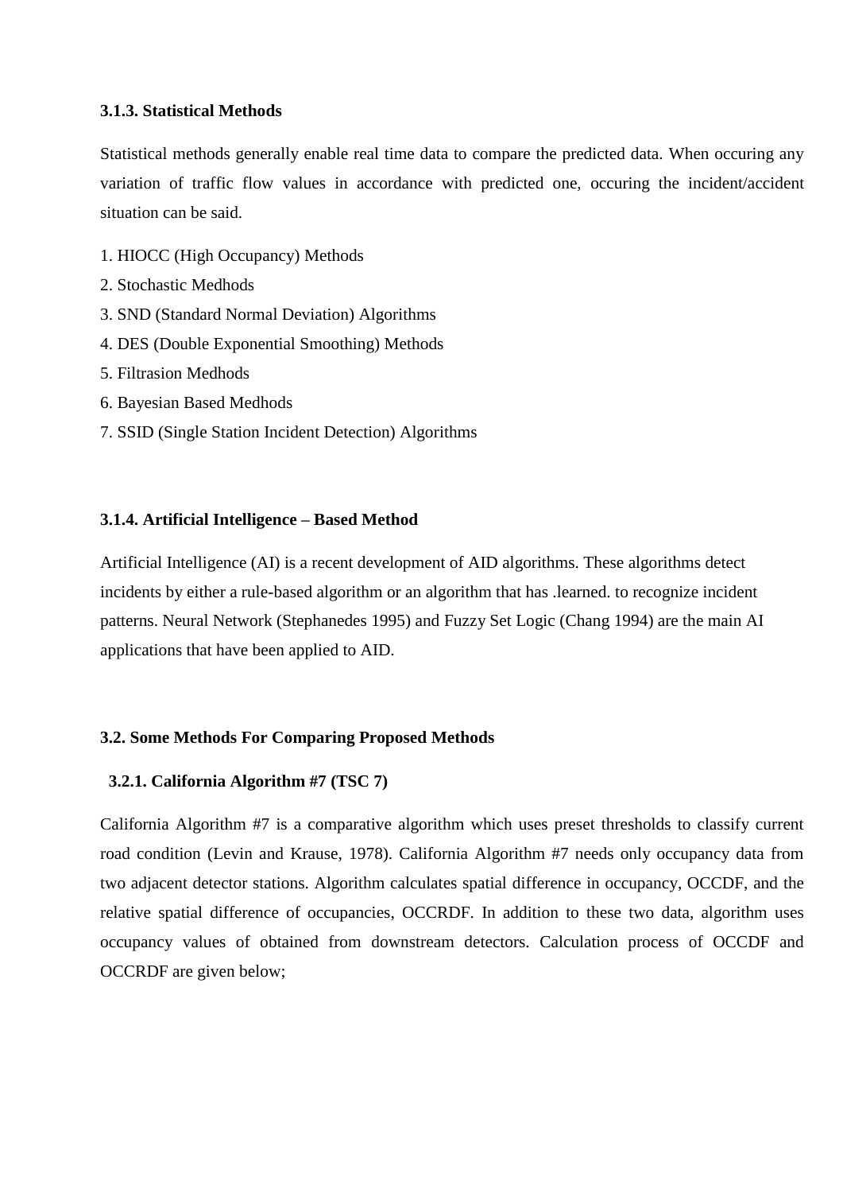### 3.1.3. Statistical Methods

Statistical methods generally enable real time data to compare the predicted data. When occuring any variation of traffic flow values in accordance with predicted one, occuring the incident/accident situation can be said.

1. HIOCC (High Occupancy) Methods
2. Stochastic Medhods
3. SND (Standard Normal Deviation) Algorithms
4. DES (Double Exponential Smoothing) Methods
5. Filtrasion Medhods
6. Bayesian Based Medhods
7. SSID (Single Station Incident Detection) Algorithms

### 3.1.4. Artificial Intelligence – Based Method

Artificial Intelligence (AI) is a recent development of AID algorithms. These algorithms detect incidents by either a rule-based algorithm or an algorithm that has .learned. to recognize incident patterns. Neural Network (Stephanedes 1995) and Fuzzy Set Logic (Chang 1994) are the main AI applications that have been applied to AID.

## 3.2. Some Methods For Comparing Proposed Methods

### 3.2.1. California Algorithm #7 (TSC 7)

California Algorithm #7 is a comparative algorithm which uses preset thresholds to classify current road condition (Levin and Krause, 1978). California Algorithm #7 needs only occupancy data from two adjacent detector stations. Algorithm calculates spatial difference in occupancy, OCCDF, and the relative spatial difference of occupancies, OCCRDF. In addition to these two data, algorithm uses occupancy values of obtained from downstream detectors. Calculation process of OCCDF and OCCRDF are given below;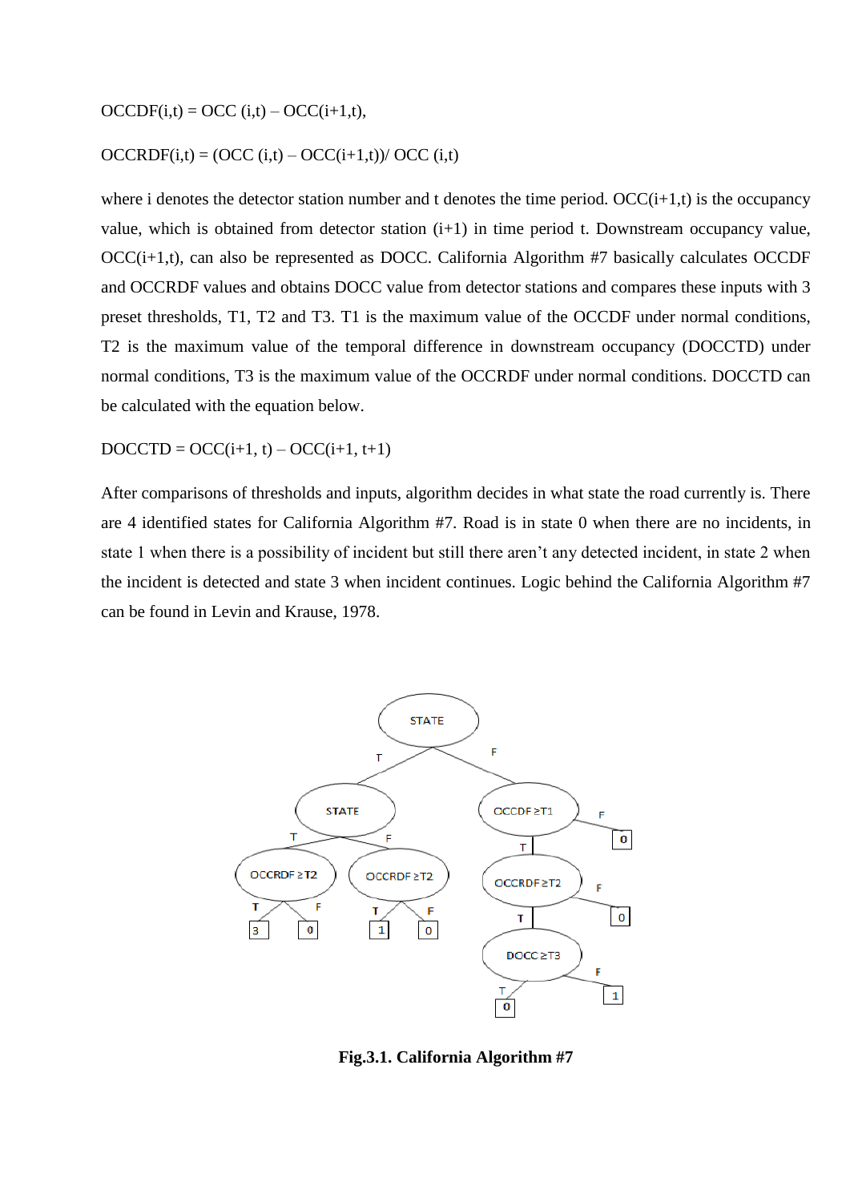$$OCCDF(i,t) = OCC(i,t) – OCC(i+1,t),$$

$$OCCRDF(i,t) = (OCC(i,t) – OCC(i+1,t))/ OCC(i,t)$$

where i denotes the detector station number and t denotes the time period. OCC(i+1,t) is the occupancy value, which is obtained from detector station (i+1) in time period t. Downstream occupancy value, OCC(i+1,t), can also be represented as DOCC. California Algorithm #7 basically calculates OCCDF and OCCRDF values and obtains DOCC value from detector stations and compares these inputs with 3 preset thresholds, T1, T2 and T3. T1 is the maximum value of the OCCDF under normal conditions, T2 is the maximum value of the temporal difference in downstream occupancy (DOCCTD) under normal conditions, T3 is the maximum value of the OCCRDF under normal conditions. DOCCTD can be calculated with the equation below.

$$DOCCTD = OCC(i+1, t) – OCC(i+1, t+1)$$

After comparisons of thresholds and inputs, algorithm decides in what state the road currently is. There are 4 identified states for California Algorithm #7. Road is in state 0 when there are no incidents, in state 1 when there is a possibility of incident but still there aren't any detected incident, in state 2 when the incident is detected and state 3 when incident continues. Logic behind the California Algorithm #7 can be found in Levin and Krause, 1978.

**Fig.3.1. California Algorithm #7**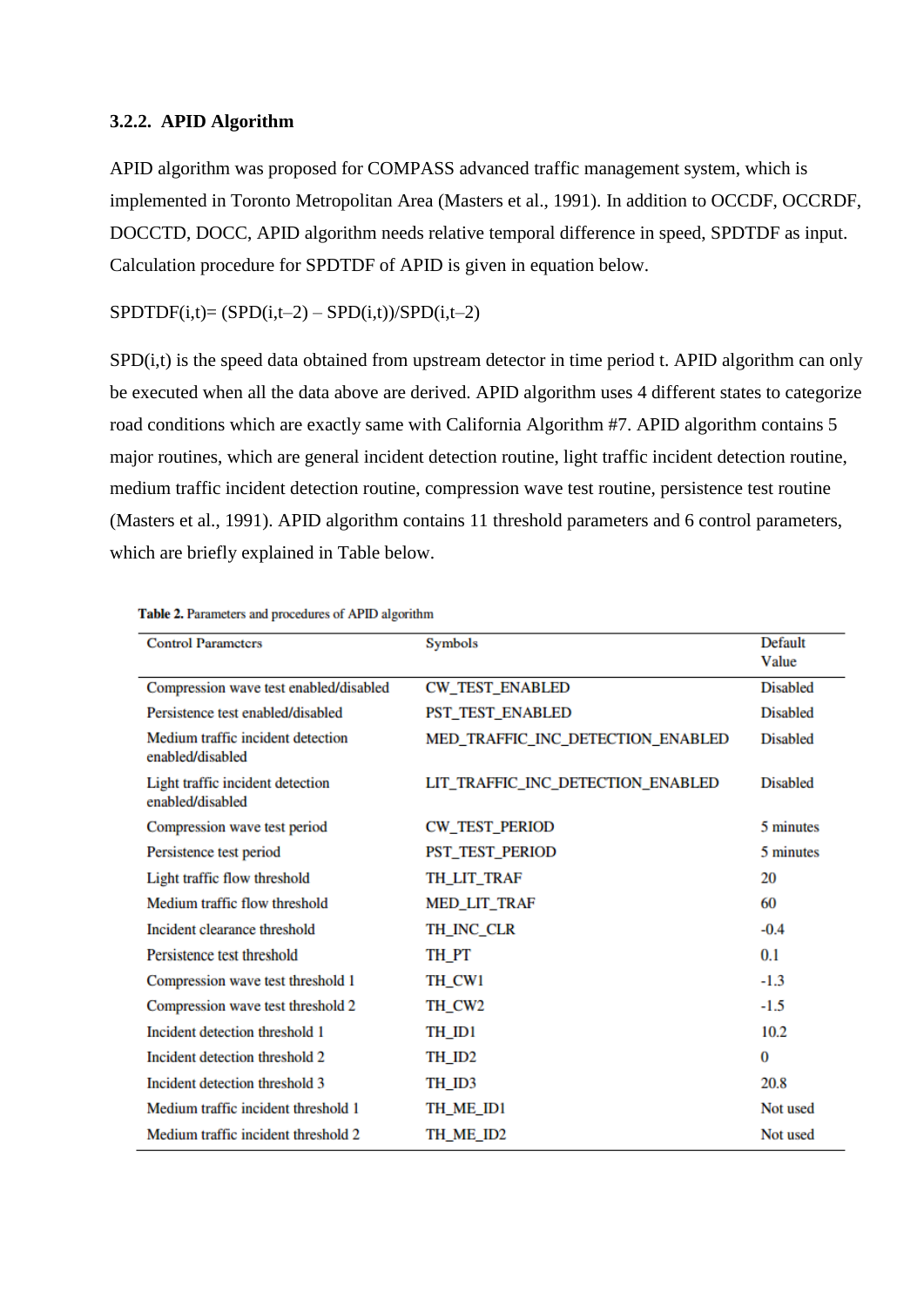### 3.2.2. APID Algorithm

APID algorithm was proposed for COMPASS advanced traffic management system, which is implemented in Toronto Metropolitan Area (Masters et al., 1991). In addition to OCCDF, OCCRDF, DOCCTD, DOCC, APID algorithm needs relative temporal difference in speed, SPDTDF as input. Calculation procedure for SPDTDF of APID is given in equation below.

$$SPDTDF(i,t) = (SPD(i,t-2) - SPD(i,t))/SPD(i,t-2)$$

SPD(i,t) is the speed data obtained from upstream detector in time period t. APID algorithm can only be executed when all the data above are derived. APID algorithm uses 4 different states to categorize road conditions which are exactly same with California Algorithm #7. APID algorithm contains 5 major routines, which are general incident detection routine, light traffic incident detection routine, medium traffic incident detection routine, compression wave test routine, persistence test routine (Masters et al., 1991). APID algorithm contains 11 threshold parameters and 6 control parameters, which are briefly explained in Table below.

**Table 2.** Parameters and procedures of APID algorithm

| Control Parameters | Symbols | Default Value |
|---|---|---|
| Compression wave test enabled/disabled | CW_TEST_ENABLED | Disabled |
| Persistence test enabled/disabled | PST_TEST_ENABLED | Disabled |
| Medium traffic incident detection enabled/disabled | MED_TRAFFIC_INC_DETECTION_ENABLED | Disabled |
| Light traffic incident detection enabled/disabled | LIT_TRAFFIC_INC_DETECTION_ENABLED | Disabled |
| Compression wave test period | CW_TEST_PERIOD | 5 minutes |
| Persistence test period | PST_TEST_PERIOD | 5 minutes |
| Light traffic flow threshold | TH_LIT_TRAF | 20 |
| Medium traffic flow threshold | MED_LIT_TRAF | 60 |
| Incident clearance threshold | TH_INC_CLR | -0.4 |
| Persistence test threshold | TH_PT | 0.1 |
| Compression wave test threshold 1 | TH_CW1 | -1.3 |
| Compression wave test threshold 2 | TH_CW2 | -1.5 |
| Incident detection threshold 1 | TH_ID1 | 10.2 |
| Incident detection threshold 2 | TH_ID2 | 0 |
| Incident detection threshold 3 | TH_ID3 | 20.8 |
| Medium traffic incident threshold 1 | TH_ME_ID1 | Not used |
| Medium traffic incident threshold 2 | TH_ME_ID2 | Not used |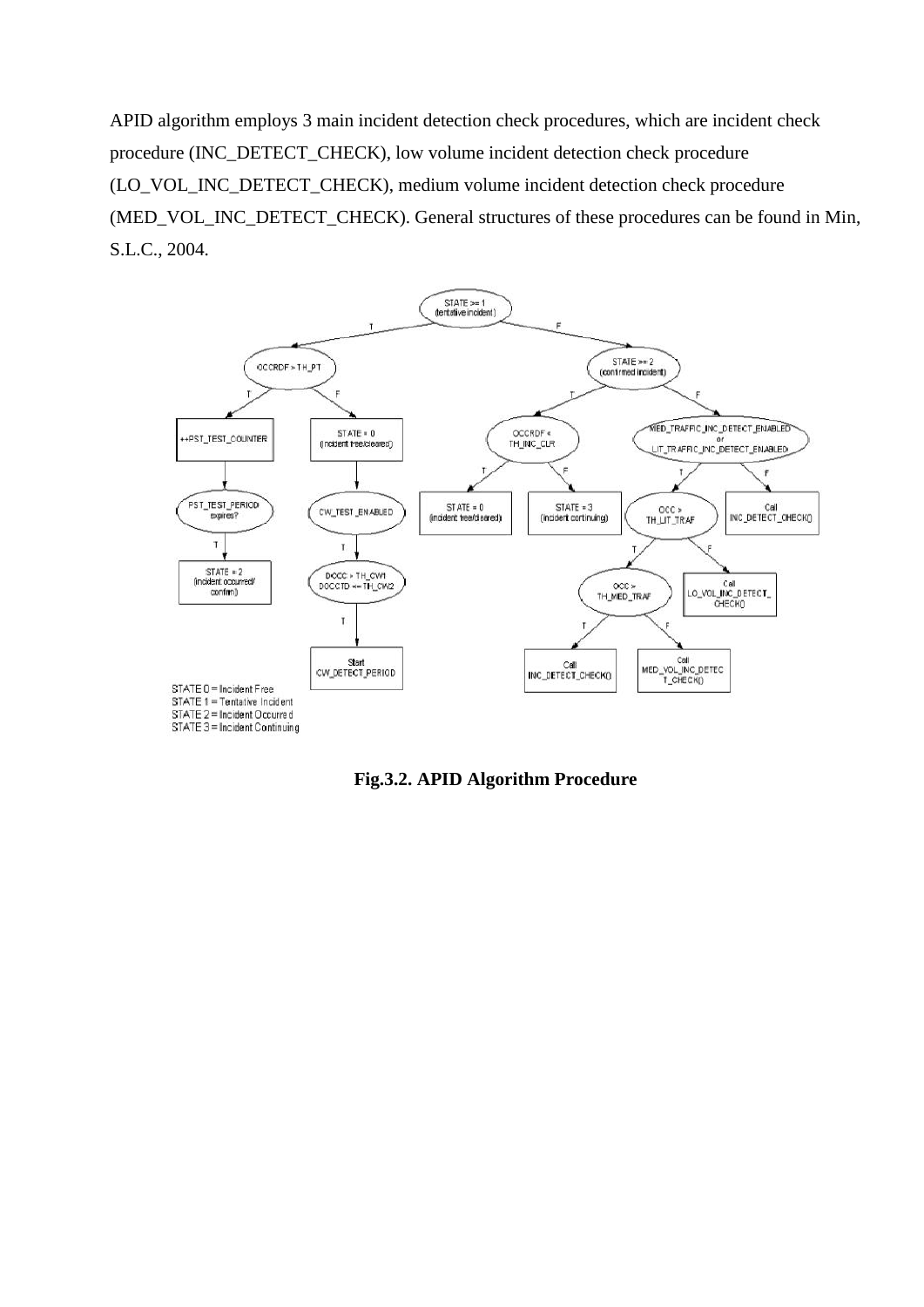APID algorithm employs 3 main incident detection check procedures, which are incident check procedure (INC_DETECT_CHECK), low volume incident detection check procedure (LO_VOL_INC_DETECT_CHECK), medium volume incident detection check procedure (MED_VOL_INC_DETECT_CHECK). General structures of these procedures can be found in Min, S.L.C., 2004.

**Fig.3.2. APID Algorithm Procedure**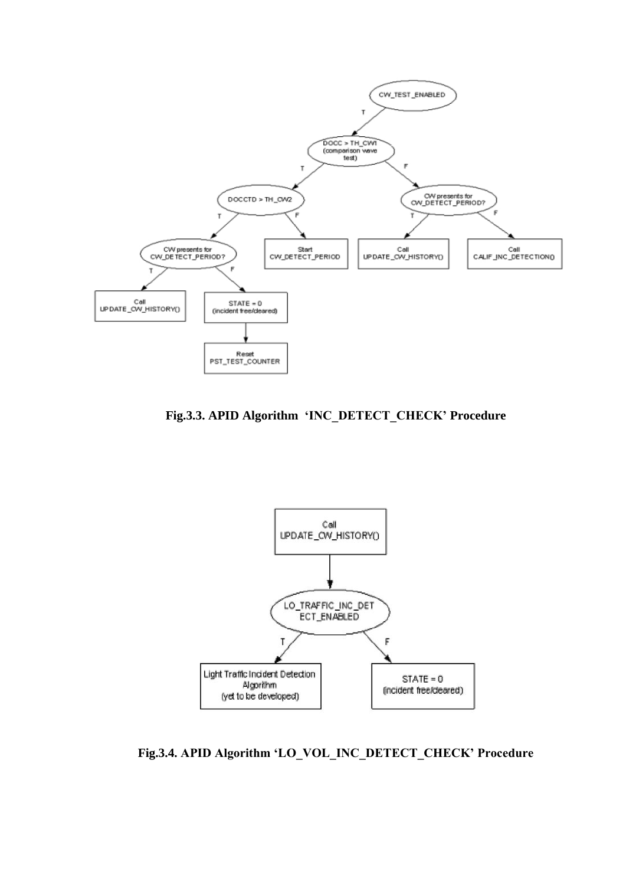Fig.3.3. APID Algorithm 'INC_DETECT_CHECK' Procedure

Fig.3.4. APID Algorithm 'LO_VOL_INC_DETECT_CHECK' Procedure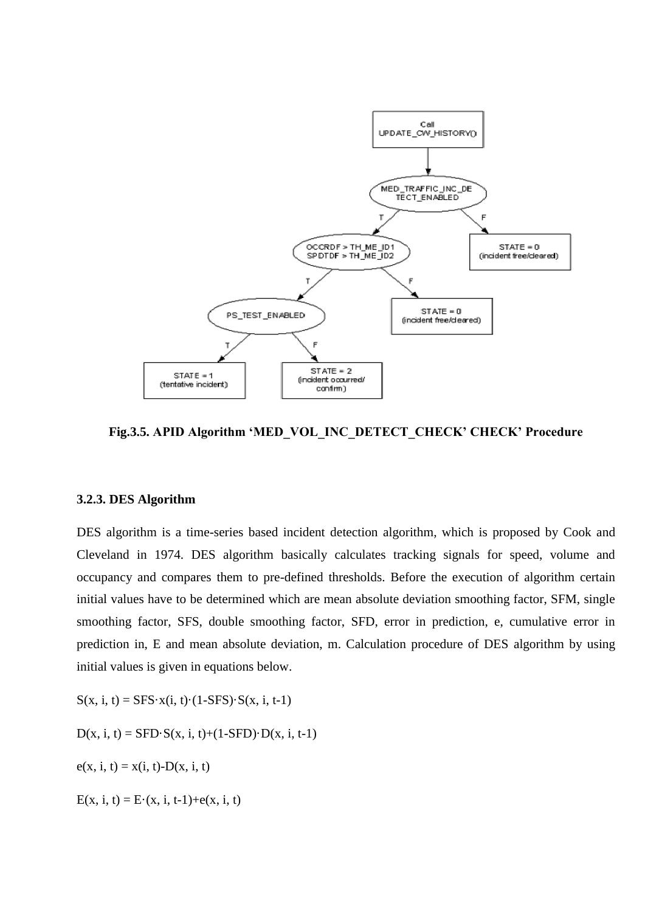**Fig.3.5. APID Algorithm 'MED_VOL_INC_DETECT_CHECK' CHECK' Procedure**

### 3.2.3. DES Algorithm

DES algorithm is a time-series based incident detection algorithm, which is proposed by Cook and Cleveland in 1974. DES algorithm basically calculates tracking signals for speed, volume and occupancy and compares them to pre-defined thresholds. Before the execution of algorithm certain initial values have to be determined which are mean absolute deviation smoothing factor, SFM, single smoothing factor, SFS, double smoothing factor, SFD, error in prediction, e, cumulative error in prediction in, E and mean absolute deviation, m. Calculation procedure of DES algorithm by using initial values is given in equations below.

$$S(x, i, t) = SFS \cdot x(i, t) \cdot (1-SFS) \cdot S(x, i, t-1)$$

$$D(x, i, t) = SFD \cdot S(x, i, t) + (1-SFD) \cdot D(x, i, t-1)$$

$$e(x, i, t) = x(i, t) - D(x, i, t)$$

$$E(x, i, t) = E \cdot (x, i, t-1) + e(x, i, t)$$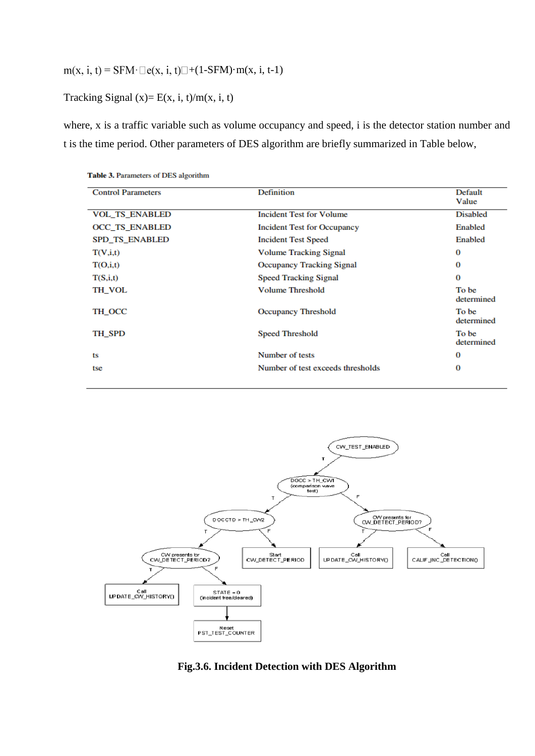$m(x, i, t) = SFM \cdot [e(x, i, t)] + (1-SFM) \cdot m(x, i, t-1)$

Tracking Signal $(x) = E(x, i, t)/m(x, i, t)$

where, x is a traffic variable such as volume occupancy and speed, i is the detector station number and t is the time period. Other parameters of DES algorithm are briefly summarized in Table below,

**Table 3.** Parameters of DES algorithm

| Control Parameters | Definition | Default Value |
|---|---|---|
| VOL_TS_ENABLED | Incident Test for Volume | Disabled |
| OCC_TS_ENABLED | Incident Test for Occupancy | Enabled |
| SPD_TS_ENABLED | Incident Test Speed | Enabled |
| T(V,i,t) | Volume Tracking Signal | 0 |
| T(O,i,t) | Occupancy Tracking Signal | 0 |
| T(S,i,t) | Speed Tracking Signal | 0 |
| TH_VOL | Volume Threshold | To be determined |
| TH_OCC | Occupancy Threshold | To be determined |
| TH_SPD | Speed Threshold | To be determined |
| ts | Number of tests | 0 |
| tse | Number of test exceeds thresholds | 0 |

**Fig.3.6. Incident Detection with DES Algorithm**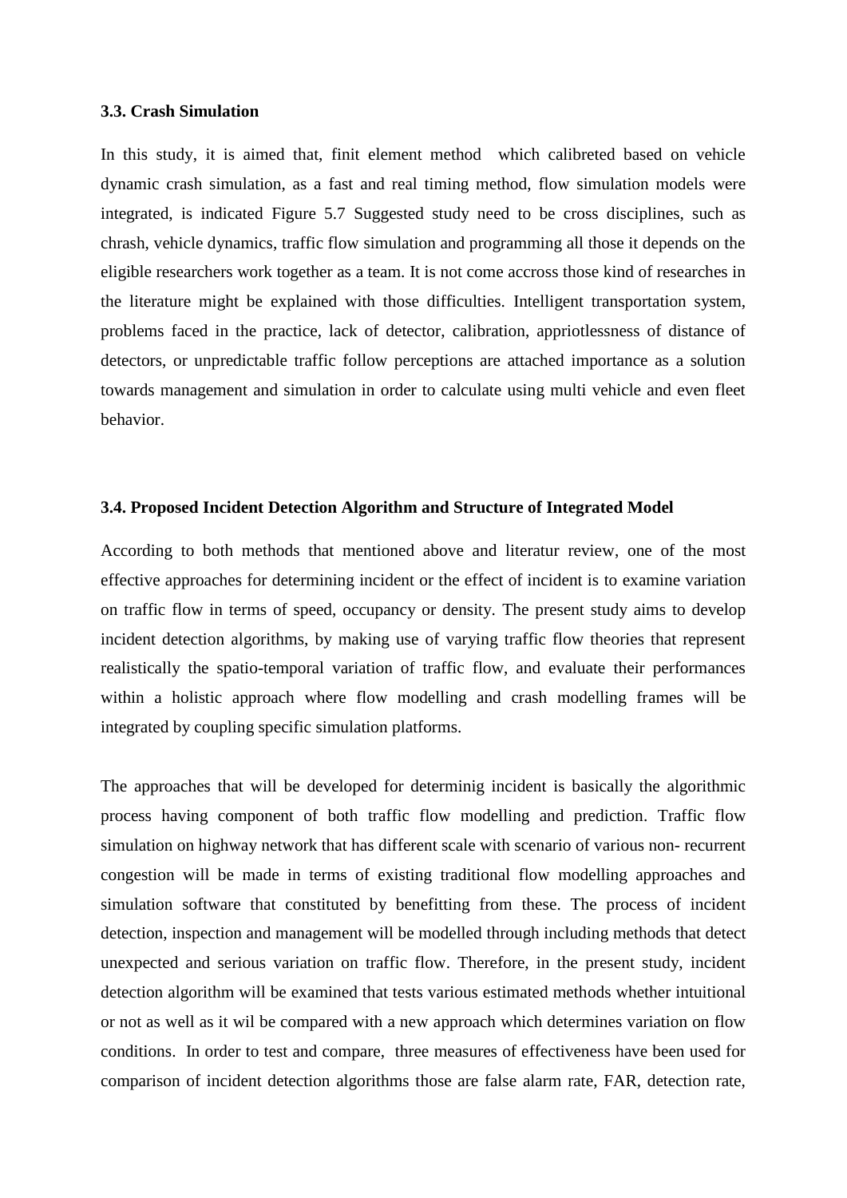### 3.3. Crash Simulation

In this study, it is aimed that, finit element method which calibreted based on vehicle dynamic crash simulation, as a fast and real timing method, flow simulation models were integrated, is indicated Figure 5.7 Suggested study need to be cross disciplines, such as chrash, vehicle dynamics, traffic flow simulation and programming all those it depends on the eligible researchers work together as a team. It is not come accross those kind of researches in the literature might be explained with those difficulties. Intelligent transportation system, problems faced in the practice, lack of detector, calibration, appriotlessness of distance of detectors, or unpredictable traffic follow perceptions are attached importance as a solution towards management and simulation in order to calculate using multi vehicle and even fleet behavior.

### 3.4. Proposed Incident Detection Algorithm and Structure of Integrated Model

According to both methods that mentioned above and literatur review, one of the most effective approaches for determining incident or the effect of incident is to examine variation on traffic flow in terms of speed, occupancy or density. The present study aims to develop incident detection algorithms, by making use of varying traffic flow theories that represent realistically the spatio-temporal variation of traffic flow, and evaluate their performances within a holistic approach where flow modelling and crash modelling frames will be integrated by coupling specific simulation platforms.

The approaches that will be developed for determinig incident is basically the algorithmic process having component of both traffic flow modelling and prediction. Traffic flow simulation on highway network that has different scale with scenario of various non- recurrent congestion will be made in terms of existing traditional flow modelling approaches and simulation software that constituted by benefitting from these. The process of incident detection, inspection and management will be modelled through including methods that detect unexpected and serious variation on traffic flow. Therefore, in the present study, incident detection algorithm will be examined that tests various estimated methods whether intuitional or not as well as it wil be compared with a new approach which determines variation on flow conditions. In order to test and compare, three measures of effectiveness have been used for comparison of incident detection algorithms those are false alarm rate, FAR, detection rate,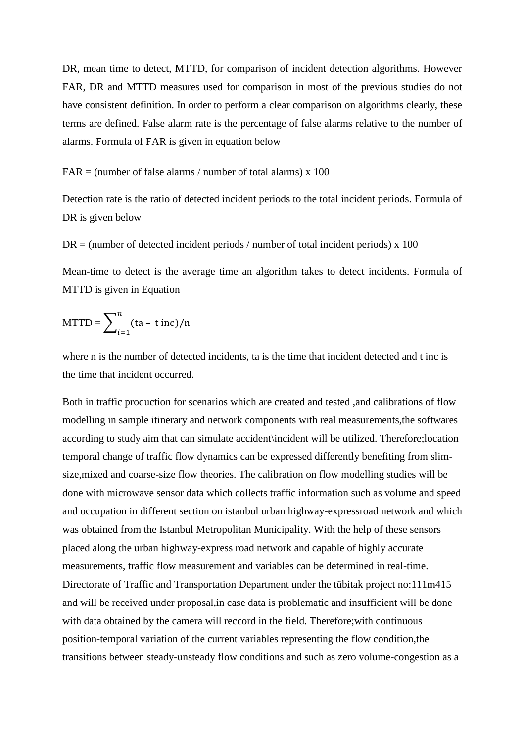DR, mean time to detect, MTTD, for comparison of incident detection algorithms. However FAR, DR and MTTD measures used for comparison in most of the previous studies do not have consistent definition. In order to perform a clear comparison on algorithms clearly, these terms are defined. False alarm rate is the percentage of false alarms relative to the number of alarms. Formula of FAR is given in equation below

FAR = (number of false alarms / number of total alarms) x 100

Detection rate is the ratio of detected incident periods to the total incident periods. Formula of DR is given below

DR = (number of detected incident periods / number of total incident periods) x 100

Mean-time to detect is the average time an algorithm takes to detect incidents. Formula of MTTD is given in Equation

$$\text{MTTD} = \sum_{i=1}^{n} (\text{ta} - \text{t inc})/\text{n}$$

where n is the number of detected incidents, ta is the time that incident detected and t inc is the time that incident occurred.

Both in traffic production for scenarios which are created and tested ,and calibrations of flow modelling in sample itinerary and network components with real measurements,the softwares according to study aim that can simulate accident\incident will be utilized. Therefore;location temporal change of traffic flow dynamics can be expressed differently benefiting from slim-size,mixed and coarse-size flow theories. The calibration on flow modelling studies will be done with microwave sensor data which collects traffic information such as volume and speed and occupation in different section on istanbul urban highway-expressroad network and which was obtained from the Istanbul Metropolitan Municipality. With the help of these sensors placed along the urban highway-express road network and capable of highly accurate measurements, traffic flow measurement and variables can be determined in real-time. Directorate of Traffic and Transportation Department under the tübitak project no:111m415 and will be received under proposal,in case data is problematic and insufficient will be done with data obtained by the camera will reccord in the field. Therefore;with continuous position-temporal variation of the current variables representing the flow condition,the transitions between steady-unsteady flow conditions and such as zero volume-congestion as a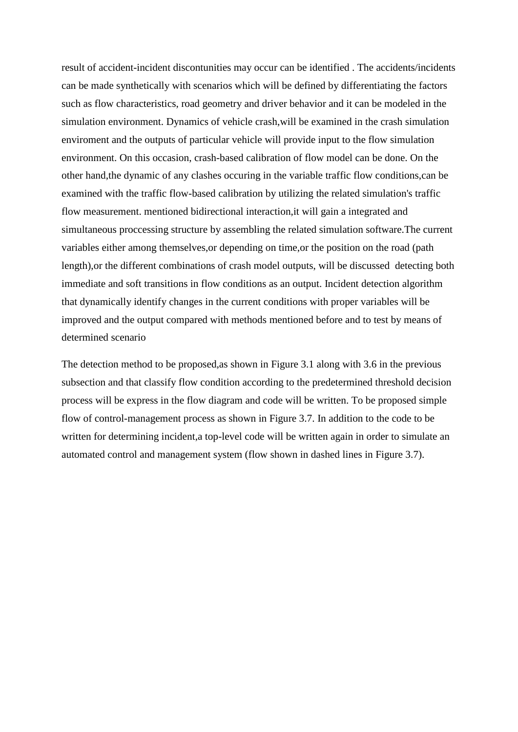result of accident-incident discontunities may occur can be identified . The accidents/incidents can be made synthetically with scenarios which will be defined by differentiating the factors such as flow characteristics, road geometry and driver behavior and it can be modeled in the simulation environment. Dynamics of vehicle crash,will be examined in the crash simulation enviroment and the outputs of particular vehicle will provide input to the flow simulation environment. On this occasion, crash-based calibration of flow model can be done. On the other hand,the dynamic of any clashes occuring in the variable traffic flow conditions,can be examined with the traffic flow-based calibration by utilizing the related simulation's traffic flow measurement. mentioned bidirectional interaction,it will gain a integrated and simultaneous proccessing structure by assembling the related simulation software.The current variables either among themselves,or depending on time,or the position on the road (path length),or the different combinations of crash model outputs, will be discussed detecting both immediate and soft transitions in flow conditions as an output. Incident detection algorithm that dynamically identify changes in the current conditions with proper variables will be improved and the output compared with methods mentioned before and to test by means of determined scenario

The detection method to be proposed,as shown in Figure 3.1 along with 3.6 in the previous subsection and that classify flow condition according to the predetermined threshold decision process will be express in the flow diagram and code will be written. To be proposed simple flow of control-management process as shown in Figure 3.7. In addition to the code to be written for determining incident,a top-level code will be written again in order to simulate an automated control and management system (flow shown in dashed lines in Figure 3.7).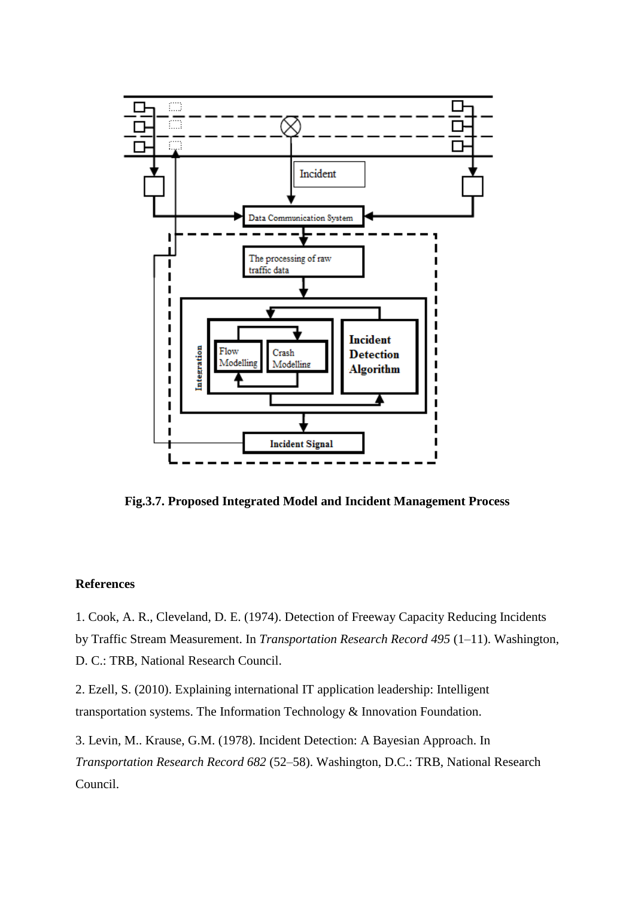**Fig.3.7. Proposed Integrated Model and Incident Management Process**

**References**

1. Cook, A. R., Cleveland, D. E. (1974). Detection of Freeway Capacity Reducing Incidents by Traffic Stream Measurement. In *Transportation Research Record 495* (1–11). Washington, D. C.: TRB, National Research Council.

2. Ezell, S. (2010). Explaining international IT application leadership: Intelligent transportation systems. The Information Technology & Innovation Foundation.

3. Levin, M.. Krause, G.M. (1978). Incident Detection: A Bayesian Approach. In *Transportation Research Record 682* (52–58). Washington, D.C.: TRB, National Research Council.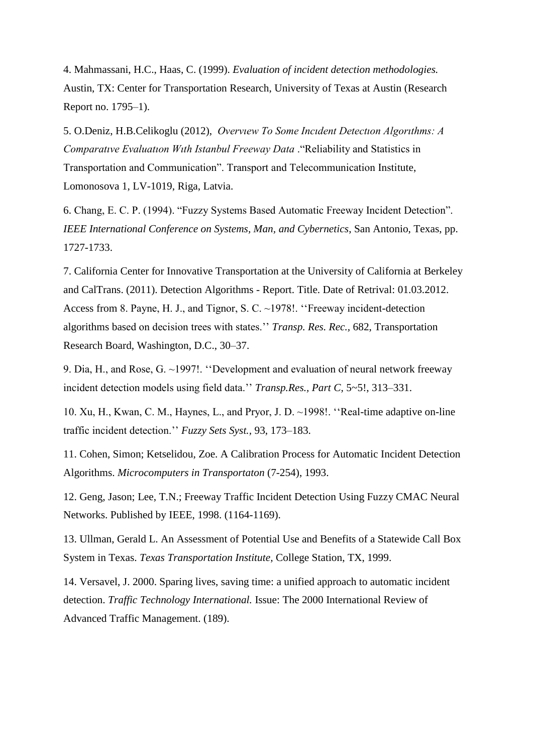4. Mahmassani, H.C., Haas, C. (1999). *Evaluation of incident detection methodologies.* Austin, TX: Center for Transportation Research, University of Texas at Austin (Research Report no. 1795–1).

5. O.Deniz, H.B.Celikoglu (2012), *Overvıew To Some Incıdent Detectıon Algorıthms: A Comparatıve Evaluatıon Wıth Istanbul Freeway Data* ."Reliability and Statistics in Transportation and Communication". Transport and Telecommunication Institute, Lomonosova 1, LV-1019, Riga, Latvia.

6. Chang, E. C. P. (1994). "Fuzzy Systems Based Automatic Freeway Incident Detection". *IEEE International Conference on Systems, Man, and Cybernetics,* San Antonio, Texas, pp. 1727-1733.

7. California Center for Innovative Transportation at the University of California at Berkeley and CalTrans. (2011). Detection Algorithms - Report. Title. Date of Retrival: 01.03.2012. Access from 8. Payne, H. J., and Tignor, S. C. ~1978!. ''Freeway incident-detection algorithms based on decision trees with states.'' *Transp. Res. Rec.,* 682, Transportation Research Board, Washington, D.C., 30–37.

9. Dia, H., and Rose, G. ~1997!. ''Development and evaluation of neural network freeway incident detection models using field data.'' *Transp.Res., Part C,* 5~5!, 313–331.

10. Xu, H., Kwan, C. M., Haynes, L., and Pryor, J. D. ~1998!. ''Real-time adaptive on-line traffic incident detection.'' *Fuzzy Sets Syst.,* 93, 173–183.

11. Cohen, Simon; Ketselidou, Zoe. A Calibration Process for Automatic Incident Detection Algorithms. *Microcomputers in Transportaton* (7-254), 1993.

12. Geng, Jason; Lee, T.N.; Freeway Traffic Incident Detection Using Fuzzy CMAC Neural Networks. Published by IEEE, 1998. (1164-1169).

13. Ullman, Gerald L. An Assessment of Potential Use and Benefits of a Statewide Call Box System in Texas. *Texas Transportation Institute,* College Station, TX, 1999.

14. Versavel, J. 2000. Sparing lives, saving time: a unified approach to automatic incident detection. *Traffic Technology International.* Issue: The 2000 International Review of Advanced Traffic Management. (189).